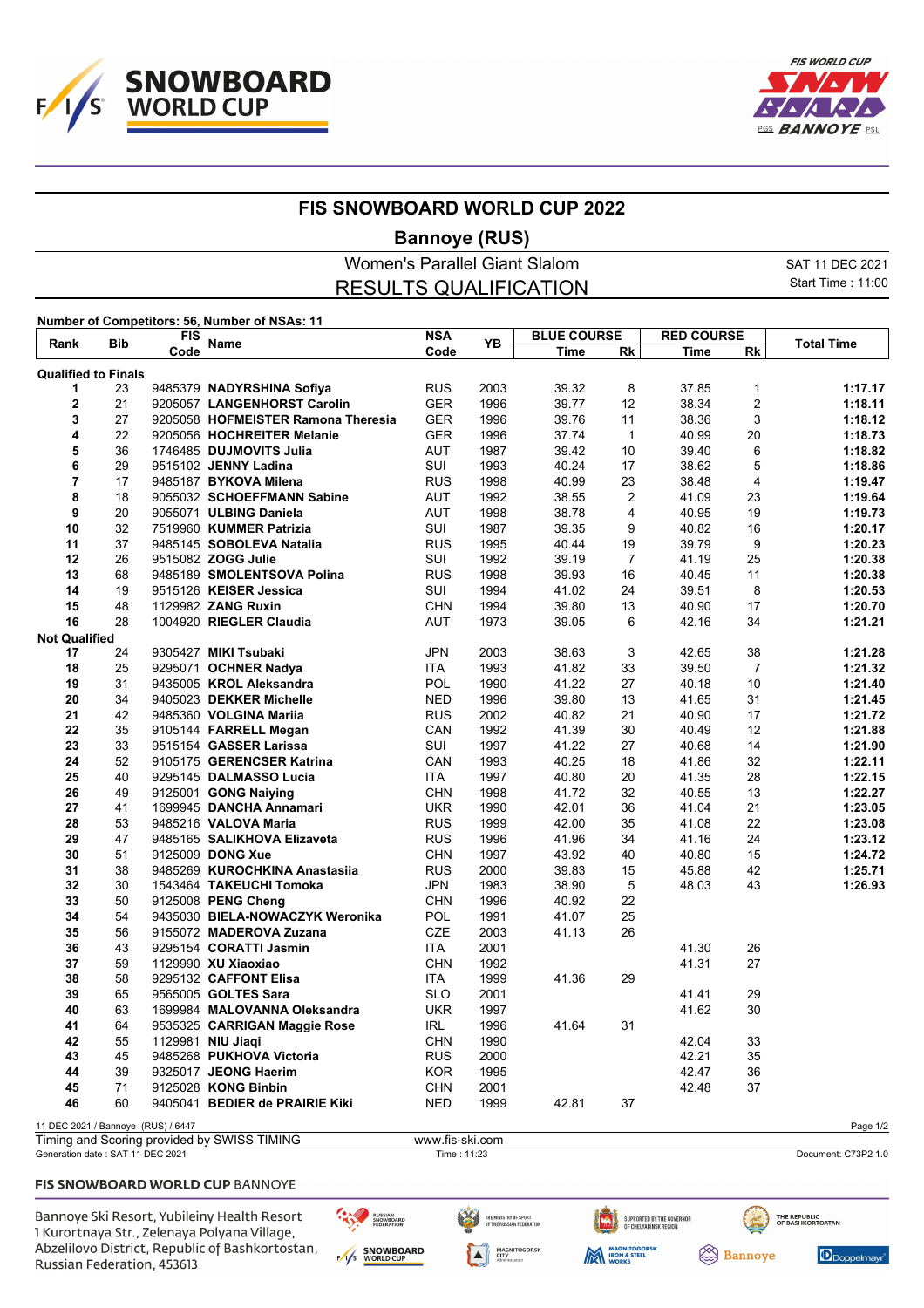# FIS SNOWBOARD WORLD CUP 2022

## Bannoye (RUS)

### Women's Parallel Giant Slalom

### RESULTS QUALIFICATION

SAT 11 DEC 2021
Start Time : 11:00

**Number of Competitors: 56, Number of NSAs: 11**

| Rank | Bib | FIS Code | Name | NSA Code | YB | BLUE COURSE Time | Rk | RED COURSE Time | Rk | Total Time |
|---|---|---|---|---|---|---|---|---|---|---|
| **Qualified to Finals** | | | | | | | | | | |
| **1** | 23 | 9485379 | **NADYRSHINA Sofiya** | RUS | 2003 | 39.32 | 8 | 37.85 | 1 | **1:17.17** |
| **2** | 21 | 9205057 | **LANGENHORST Carolin** | GER | 1996 | 39.77 | 12 | 38.34 | 2 | **1:18.11** |
| **3** | 27 | 9205058 | **HOFMEISTER Ramona Theresia** | GER | 1996 | 39.76 | 11 | 38.36 | 3 | **1:18.12** |
| **4** | 22 | 9205056 | **HOCHREITER Melanie** | GER | 1996 | 37.74 | 1 | 40.99 | 20 | **1:18.73** |
| **5** | 36 | 1746485 | **DUJMOVITS Julia** | AUT | 1987 | 39.42 | 10 | 39.40 | 6 | **1:18.82** |
| **6** | 29 | 9515102 | **JENNY Ladina** | SUI | 1993 | 40.24 | 17 | 38.62 | 5 | **1:18.86** |
| **7** | 17 | 9485187 | **BYKOVA Milena** | RUS | 1998 | 40.99 | 23 | 38.48 | 4 | **1:19.47** |
| **8** | 18 | 9055032 | **SCHOEFFMANN Sabine** | AUT | 1992 | 38.55 | 2 | 41.09 | 23 | **1:19.64** |
| **9** | 20 | 9055071 | **ULBING Daniela** | AUT | 1998 | 38.78 | 4 | 40.95 | 19 | **1:19.73** |
| **10** | 32 | 7519960 | **KUMMER Patrizia** | SUI | 1987 | 39.35 | 9 | 40.82 | 16 | **1:20.17** |
| **11** | 37 | 9485145 | **SOBOLEVA Natalia** | RUS | 1995 | 40.44 | 19 | 39.79 | 9 | **1:20.23** |
| **12** | 26 | 9515082 | **ZOGG Julie** | SUI | 1992 | 39.19 | 7 | 41.19 | 25 | **1:20.38** |
| **13** | 68 | 9485189 | **SMOLENTSOVA Polina** | RUS | 1998 | 39.93 | 16 | 40.45 | 11 | **1:20.38** |
| **14** | 19 | 9515126 | **KEISER Jessica** | SUI | 1994 | 41.02 | 24 | 39.51 | 8 | **1:20.53** |
| **15** | 48 | 1129982 | **ZANG Ruxin** | CHN | 1994 | 39.80 | 13 | 40.90 | 17 | **1:20.70** |
| **16** | 28 | 1004920 | **RIEGLER Claudia** | AUT | 1973 | 39.05 | 6 | 42.16 | 34 | **1:21.21** |
| **Not Qualified** | | | | | | | | | | |
| **17** | 24 | 9305427 | **MIKI Tsubaki** | JPN | 2003 | 38.63 | 3 | 42.65 | 38 | **1:21.28** |
| **18** | 25 | 9295071 | **OCHNER Nadya** | ITA | 1993 | 41.82 | 33 | 39.50 | 7 | **1:21.32** |
| **19** | 31 | 9435005 | **KROL Aleksandra** | POL | 1990 | 41.22 | 27 | 40.18 | 10 | **1:21.40** |
| **20** | 34 | 9405023 | **DEKKER Michelle** | NED | 1996 | 39.80 | 13 | 41.65 | 31 | **1:21.45** |
| **21** | 42 | 9485360 | **VOLGINA Mariia** | RUS | 2002 | 40.82 | 21 | 40.90 | 17 | **1:21.72** |
| **22** | 35 | 9105144 | **FARRELL Megan** | CAN | 1992 | 41.39 | 30 | 40.49 | 12 | **1:21.88** |
| **23** | 33 | 9515154 | **GASSER Larissa** | SUI | 1997 | 41.22 | 27 | 40.68 | 14 | **1:21.90** |
| **24** | 52 | 9105175 | **GERENCSER Katrina** | CAN | 1993 | 40.25 | 18 | 41.86 | 32 | **1:22.11** |
| **25** | 40 | 9295145 | **DALMASSO Lucia** | ITA | 1997 | 40.80 | 20 | 41.35 | 28 | **1:22.15** |
| **26** | 49 | 9125001 | **GONG Naiying** | CHN | 1998 | 41.72 | 32 | 40.55 | 13 | **1:22.27** |
| **27** | 41 | 1699945 | **DANCHA Annamari** | UKR | 1990 | 42.01 | 36 | 41.04 | 21 | **1:23.05** |
| **28** | 53 | 9485216 | **VALOVA Maria** | RUS | 1999 | 42.00 | 35 | 41.08 | 22 | **1:23.08** |
| **29** | 47 | 9485165 | **SALIKHOVA Elizaveta** | RUS | 1996 | 41.96 | 34 | 41.16 | 24 | **1:23.12** |
| **30** | 51 | 9125009 | **DONG Xue** | CHN | 1997 | 43.92 | 40 | 40.80 | 15 | **1:24.72** |
| **31** | 38 | 9485269 | **KUROCHKINA Anastasiia** | RUS | 2000 | 39.83 | 15 | 45.88 | 42 | **1:25.71** |
| **32** | 30 | 1543464 | **TAKEUCHI Tomoka** | JPN | 1983 | 38.90 | 5 | 48.03 | 43 | **1:26.93** |
| **33** | 50 | 9125008 | **PENG Cheng** | CHN | 1996 | 40.92 | 22 | | | |
| **34** | 54 | 9435030 | **BIELA-NOWACZYK Weronika** | POL | 1991 | 41.07 | 25 | | | |
| **35** | 56 | 9155072 | **MADEROVA Zuzana** | CZE | 2003 | 41.13 | 26 | | | |
| **36** | 43 | 9295154 | **CORATTI Jasmin** | ITA | 2001 | | | 41.30 | 26 | |
| **37** | 59 | 1129990 | **XU Xiaoxiao** | CHN | 1992 | | | 41.31 | 27 | |
| **38** | 58 | 9295132 | **CAFFONT Elisa** | ITA | 1999 | 41.36 | 29 | | | |
| **39** | 65 | 9565005 | **GOLTES Sara** | SLO | 2001 | | | 41.41 | 29 | |
| **40** | 63 | 1699984 | **MALOVANNA Oleksandra** | UKR | 1997 | | | 41.62 | 30 | |
| **41** | 64 | 9535325 | **CARRIGAN Maggie Rose** | IRL | 1996 | 41.64 | 31 | | | |
| **42** | 55 | 1129981 | **NIU Jiaqi** | CHN | 1990 | | | 42.04 | 33 | |
| **43** | 45 | 9485268 | **PUKHOVA Victoria** | RUS | 2000 | | | 42.21 | 35 | |
| **44** | 39 | 9325017 | **JEONG Haerim** | KOR | 1995 | | | 42.47 | 36 | |
| **45** | 71 | 9125028 | **KONG Binbin** | CHN | 2001 | | | 42.48 | 37 | |
| **46** | 60 | 9405041 | **BEDIER de PRAIRIE Kiki** | NED | 1999 | 42.81 | 37 | | | |

11 DEC 2021 / Bannoye (RUS) / 6447

Timing and Scoring provided by SWISS TIMING — www.fis-ski.com

Generation date : SAT 11 DEC 2021 — Time : 11:23 — Document: C73P2 1.0

**FIS SNOWBOARD WORLD CUP** BANNOYE

Bannoye Ski Resort, Yubileiny Health Resort
1 Kurortnaya Str., Zelenaya Polyana Village,
Abzelilovo District, Republic of Bashkortostan,
Russian Federation, 453613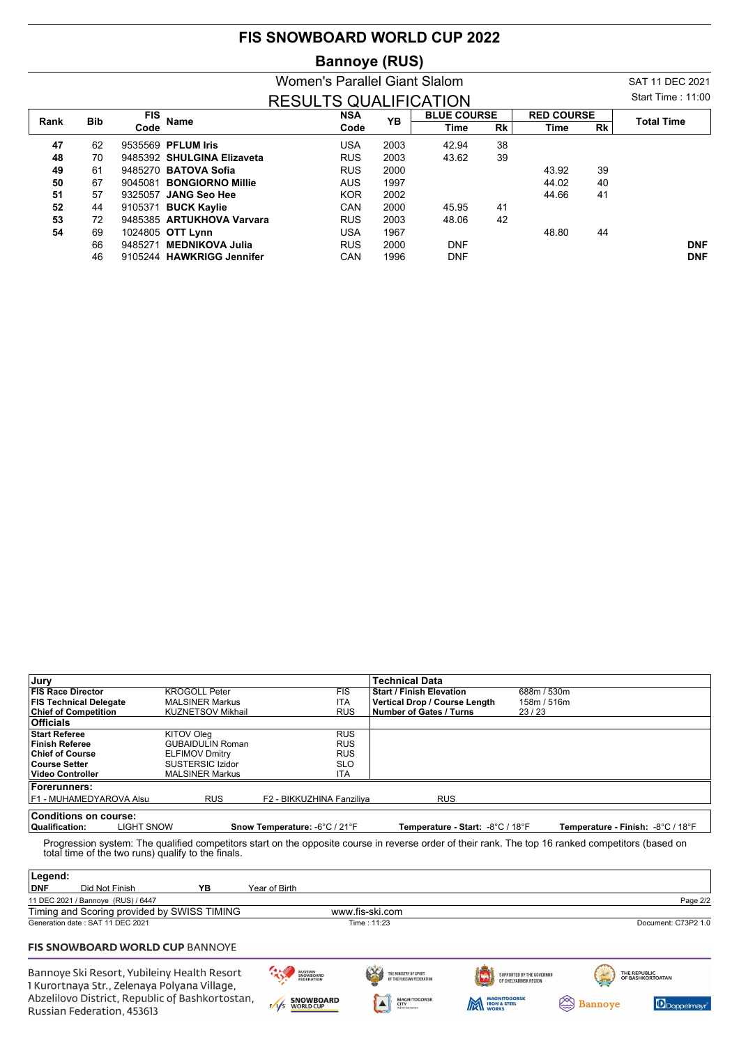# FIS SNOWBOARD WORLD CUP 2022

## Bannoye (RUS)

### Women's Parallel Giant Slalom

SAT 11 DEC 2021

### RESULTS QUALIFICATION

Start Time : 11:00

| Rank | Bib | FIS Code | Name | NSA Code | YB | BLUE COURSE | | RED COURSE | | Total Time |
|---|---|---|---|---|---|---|---|---|---|---|
| | | | | | | Time | Rk | Time | Rk | |
| 47 | 62 | 9535569 | **PFLUM Iris** | USA | 2003 | 42.94 | 38 | | | |
| 48 | 70 | 9485392 | **SHULGINA Elizaveta** | RUS | 2003 | 43.62 | 39 | | | |
| 49 | 61 | 9485270 | **BATOVA Sofia** | RUS | 2000 | | | 43.92 | 39 | |
| 50 | 67 | 9045081 | **BONGIORNO Millie** | AUS | 1997 | | | 44.02 | 40 | |
| 51 | 57 | 9325057 | **JANG Seo Hee** | KOR | 2002 | | | 44.66 | 41 | |
| 52 | 44 | 9105371 | **BUCK Kaylie** | CAN | 2000 | 45.95 | 41 | | | |
| 53 | 72 | 9485385 | **ARTUKHOVA Varvara** | RUS | 2003 | 48.06 | 42 | | | |
| 54 | 69 | 1024805 | **OTT Lynn** | USA | 1967 | | | 48.80 | 44 | |
| | 66 | 9485271 | **MEDNIKOVA Julia** | RUS | 2000 | DNF | | | | **DNF** |
| | 46 | 9105244 | **HAWKRIGG Jennifer** | CAN | 1996 | DNF | | | | **DNF** |

| Jury | | | Technical Data | |
|---|---|---|---|---|
| **FIS Race Director** | KROGOLL Peter | FIS | **Start / Finish Elevation** | 688m / 530m |
| **FIS Technical Delegate** | MALSINER Markus | ITA | **Vertical Drop / Course Length** | 158m / 516m |
| **Chief of Competition** | KUZNETSOV Mikhail | RUS | **Number of Gates / Turns** | 23 / 23 |
| **Officials** | | | | |
| **Start Referee** | KITOV Oleg | RUS | | |
| **Finish Referee** | GUBAIDULIN Roman | RUS | | |
| **Chief of Course** | ELFIMOV Dmitry | RUS | | |
| **Course Setter** | SUSTERSIC Izidor | SLO | | |
| **Video Controller** | MALSINER Markus | ITA | | |

**Forerunners:**

F1 - MUHAMEDYAROVA Alsu RUS F2 - BIKKUZHINA Fanziliya RUS

**Conditions on course:**

**Qualification:** LIGHT SNOW **Snow Temperature:** -6°C / 21°F **Temperature - Start:** -8°C / 18°F **Temperature - Finish:** -8°C / 18°F

Progression system: The qualified competitors start on the opposite course in reverse order of their rank. The top 16 ranked competitors (based on total time of the two runs) qualify to the finals.

**Legend:**

**DNF** Did Not Finish **YB** Year of Birth

11 DEC 2021 / Bannoye (RUS) / 6447

Timing and Scoring provided by SWISS TIMING www.fis-ski.com

Generation date : SAT 11 DEC 2021 Time : 11:23 Document: C73P2 1.0

**FIS SNOWBOARD WORLD CUP** BANNOYE

Bannoye Ski Resort, Yubileiny Health Resort
1 Kurortnaya Str., Zelenaya Polyana Village,
Abzelilovo District, Republic of Bashkortostan,
Russian Federation, 453613